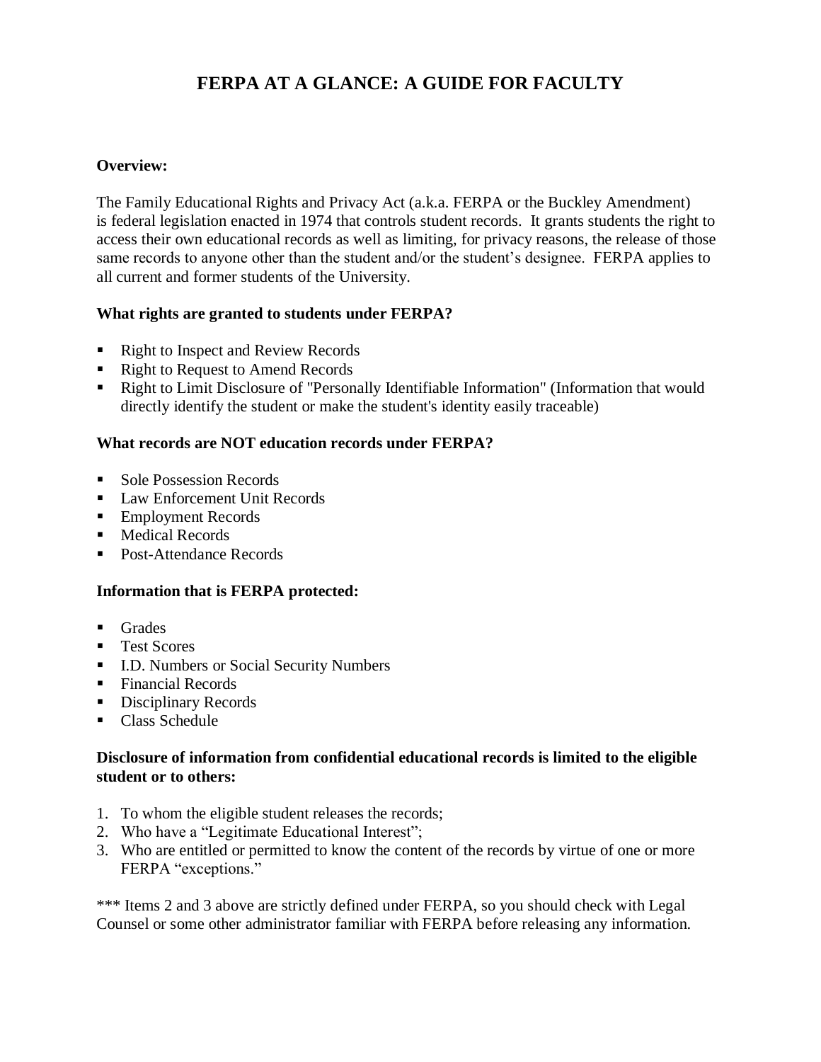# FERPA AT A GLANCE: A GUIDE FOR FACULTY

**Overview:**

The Family Educational Rights and Privacy Act (a.k.a. FERPA or the Buckley Amendment) is federal legislation enacted in 1974 that controls student records. It grants students the right to access their own educational records as well as limiting, for privacy reasons, the release of those same records to anyone other than the student and/or the student's designee. FERPA applies to all current and former students of the University.

**What rights are granted to students under FERPA?**

- Right to Inspect and Review Records
- Right to Request to Amend Records
- Right to Limit Disclosure of "Personally Identifiable Information" (Information that would directly identify the student or make the student's identity easily traceable)

**What records are NOT education records under FERPA?**

- Sole Possession Records
- Law Enforcement Unit Records
- Employment Records
- Medical Records
- Post-Attendance Records

**Information that is FERPA protected:**

- Grades
- Test Scores
- I.D. Numbers or Social Security Numbers
- Financial Records
- Disciplinary Records
- Class Schedule

**Disclosure of information from confidential educational records is limited to the eligible student or to others:**

1. To whom the eligible student releases the records;
2. Who have a "Legitimate Educational Interest";
3. Who are entitled or permitted to know the content of the records by virtue of one or more FERPA "exceptions."

*** Items 2 and 3 above are strictly defined under FERPA, so you should check with Legal Counsel or some other administrator familiar with FERPA before releasing any information.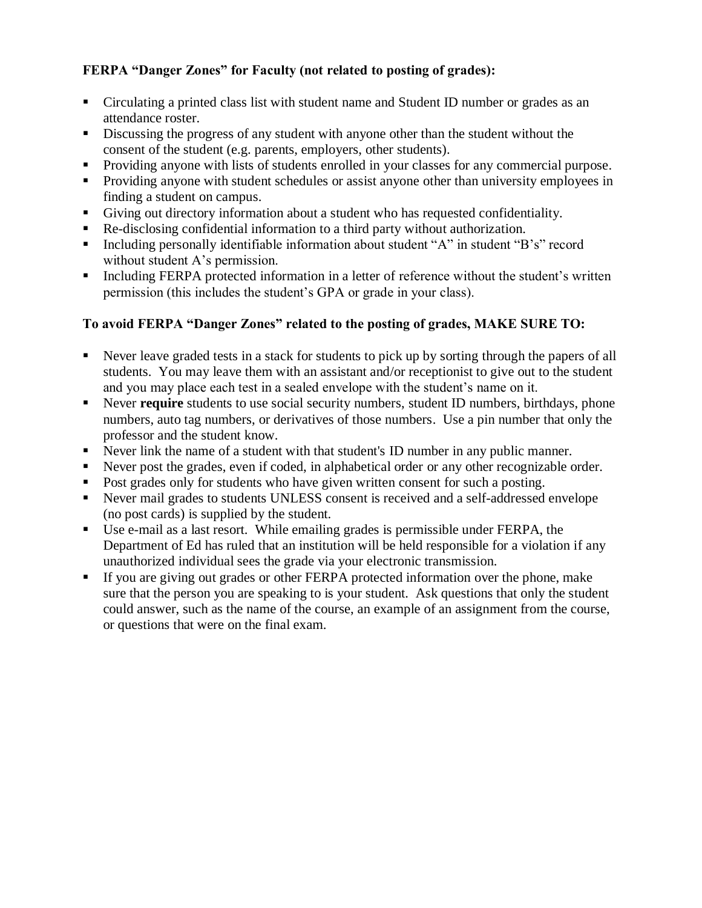**FERPA "Danger Zones" for Faculty (not related to posting of grades):**

- Circulating a printed class list with student name and Student ID number or grades as an attendance roster.
- Discussing the progress of any student with anyone other than the student without the consent of the student (e.g. parents, employers, other students).
- Providing anyone with lists of students enrolled in your classes for any commercial purpose.
- Providing anyone with student schedules or assist anyone other than university employees in finding a student on campus.
- Giving out directory information about a student who has requested confidentiality.
- Re-disclosing confidential information to a third party without authorization.
- Including personally identifiable information about student "A" in student "B's" record without student A's permission.
- Including FERPA protected information in a letter of reference without the student's written permission (this includes the student's GPA or grade in your class).

**To avoid FERPA "Danger Zones" related to the posting of grades, MAKE SURE TO:**

- Never leave graded tests in a stack for students to pick up by sorting through the papers of all students. You may leave them with an assistant and/or receptionist to give out to the student and you may place each test in a sealed envelope with the student's name on it.
- Never **require** students to use social security numbers, student ID numbers, birthdays, phone numbers, auto tag numbers, or derivatives of those numbers. Use a pin number that only the professor and the student know.
- Never link the name of a student with that student's ID number in any public manner.
- Never post the grades, even if coded, in alphabetical order or any other recognizable order.
- Post grades only for students who have given written consent for such a posting.
- Never mail grades to students UNLESS consent is received and a self-addressed envelope (no post cards) is supplied by the student.
- Use e-mail as a last resort. While emailing grades is permissible under FERPA, the Department of Ed has ruled that an institution will be held responsible for a violation if any unauthorized individual sees the grade via your electronic transmission.
- If you are giving out grades or other FERPA protected information over the phone, make sure that the person you are speaking to is your student. Ask questions that only the student could answer, such as the name of the course, an example of an assignment from the course, or questions that were on the final exam.